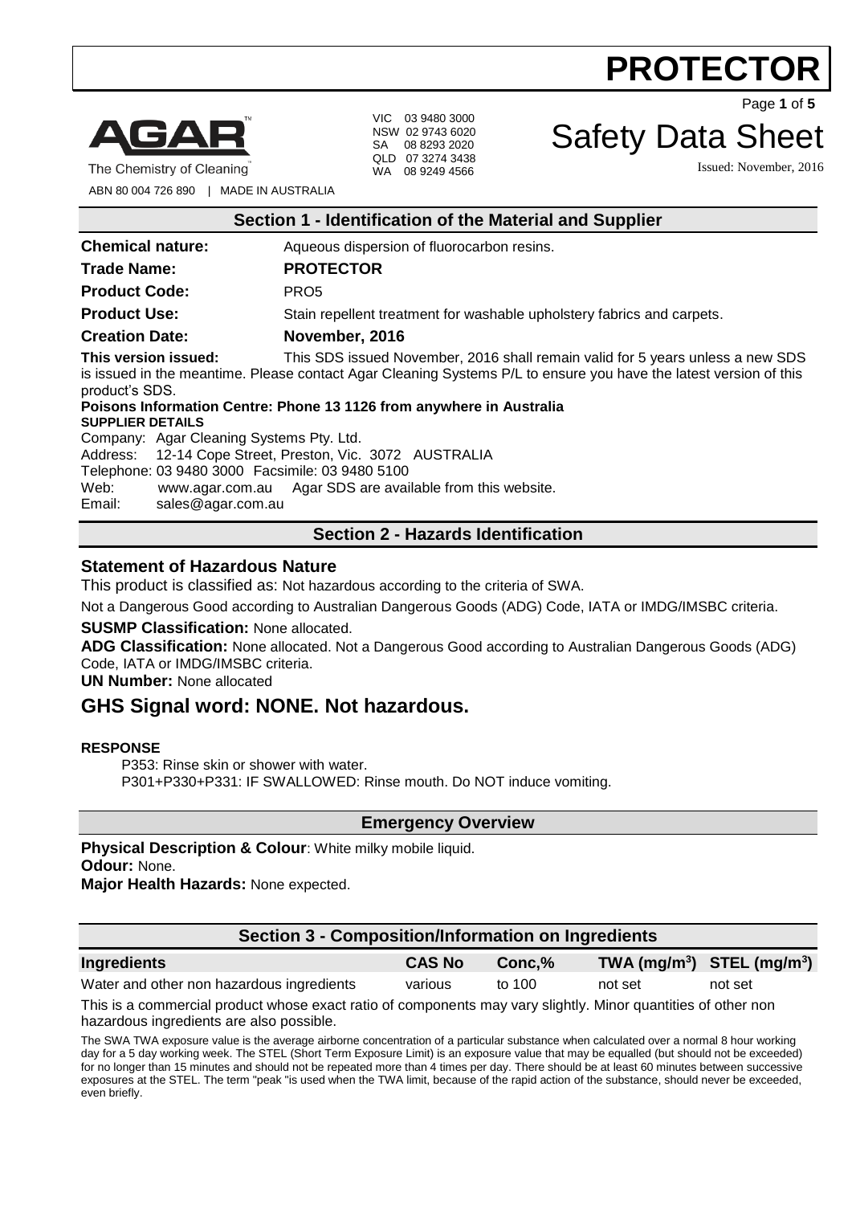# PROTECTOR

AGAR™
The Chemistry of Cleaning™
ABN 80 004 726 890 | MADE IN AUSTRALIA

VIC 03 9480 3000
NSW 02 9743 6020
SA 08 8293 2020
QLD 07 3274 3438
WA 08 9249 4566

# Safety Data Sheet

Issued: November, 2016

## Section 1 - Identification of the Material and Supplier

**Chemical nature:** Aqueous dispersion of fluorocarbon resins.

**Trade Name:** **PROTECTOR**

**Product Code:** PRO5

**Product Use:** Stain repellent treatment for washable upholstery fabrics and carpets.

**Creation Date:** **November, 2016**

**This version issued:** This SDS issued November, 2016 shall remain valid for 5 years unless a new SDS is issued in the meantime. Please contact Agar Cleaning Systems P/L to ensure you have the latest version of this product's SDS.

**Poisons Information Centre: Phone 13 1126 from anywhere in Australia**

**SUPPLIER DETAILS**

Company: Agar Cleaning Systems Pty. Ltd.
Address: 12-14 Cope Street, Preston, Vic. 3072 AUSTRALIA
Telephone: 03 9480 3000 Facsimile: 03 9480 5100
Web: www.agar.com.au Agar SDS are available from this website.
Email: sales@agar.com.au

## Section 2 - Hazards Identification

### Statement of Hazardous Nature

This product is classified as: Not hazardous according to the criteria of SWA.

Not a Dangerous Good according to Australian Dangerous Goods (ADG) Code, IATA or IMDG/IMSBC criteria.

**SUSMP Classification:** None allocated.

**ADG Classification:** None allocated. Not a Dangerous Good according to Australian Dangerous Goods (ADG) Code, IATA or IMDG/IMSBC criteria.

**UN Number:** None allocated

## GHS Signal word: NONE. Not hazardous.

**RESPONSE**

P353: Rinse skin or shower with water.
P301+P330+P331: IF SWALLOWED: Rinse mouth. Do NOT induce vomiting.

## Emergency Overview

**Physical Description & Colour**: White milky mobile liquid.
**Odour:** None.
**Major Health Hazards:** None expected.

## Section 3 - Composition/Information on Ingredients

| Ingredients | CAS No | Conc,% | TWA (mg/m$^3$) | STEL (mg/m$^3$) |
|---|---|---|---|---|
| Water and other non hazardous ingredients | various | to 100 | not set | not set |

This is a commercial product whose exact ratio of components may vary slightly. Minor quantities of other non hazardous ingredients are also possible.

The SWA TWA exposure value is the average airborne concentration of a particular substance when calculated over a normal 8 hour working day for a 5 day working week. The STEL (Short Term Exposure Limit) is an exposure value that may be equalled (but should not be exceeded) for no longer than 15 minutes and should not be repeated more than 4 times per day. There should be at least 60 minutes between successive exposures at the STEL. The term "peak "is used when the TWA limit, because of the rapid action of the substance, should never be exceeded, even briefly.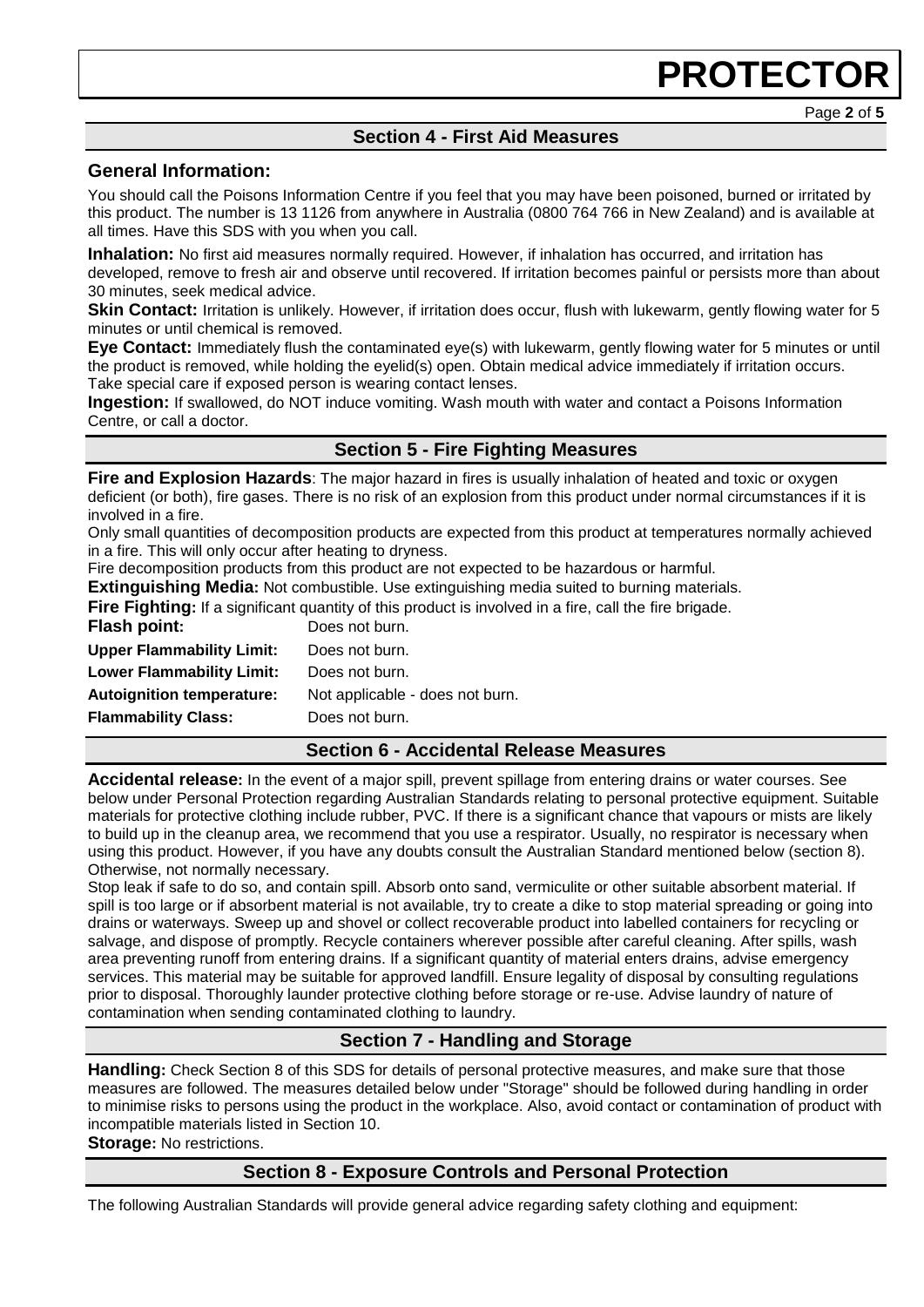## Section 4 - First Aid Measures

### General Information:

You should call the Poisons Information Centre if you feel that you may have been poisoned, burned or irritated by this product. The number is 13 1126 from anywhere in Australia (0800 764 766 in New Zealand) and is available at all times. Have this SDS with you when you call.

**Inhalation:** No first aid measures normally required. However, if inhalation has occurred, and irritation has developed, remove to fresh air and observe until recovered. If irritation becomes painful or persists more than about 30 minutes, seek medical advice.

**Skin Contact:** Irritation is unlikely. However, if irritation does occur, flush with lukewarm, gently flowing water for 5 minutes or until chemical is removed.

**Eye Contact:** Immediately flush the contaminated eye(s) with lukewarm, gently flowing water for 5 minutes or until the product is removed, while holding the eyelid(s) open. Obtain medical advice immediately if irritation occurs. Take special care if exposed person is wearing contact lenses.

**Ingestion:** If swallowed, do NOT induce vomiting. Wash mouth with water and contact a Poisons Information Centre, or call a doctor.

## Section 5 - Fire Fighting Measures

**Fire and Explosion Hazards**: The major hazard in fires is usually inhalation of heated and toxic or oxygen deficient (or both), fire gases. There is no risk of an explosion from this product under normal circumstances if it is involved in a fire.

Only small quantities of decomposition products are expected from this product at temperatures normally achieved in a fire. This will only occur after heating to dryness.

Fire decomposition products from this product are not expected to be hazardous or harmful.

**Extinguishing Media:** Not combustible. Use extinguishing media suited to burning materials.

**Fire Fighting:** If a significant quantity of this product is involved in a fire, call the fire brigade.

| | |
|---|---|
| **Flash point:** | Does not burn. |
| **Upper Flammability Limit:** | Does not burn. |
| **Lower Flammability Limit:** | Does not burn. |
| **Autoignition temperature:** | Not applicable - does not burn. |
| **Flammability Class:** | Does not burn. |

## Section 6 - Accidental Release Measures

**Accidental release:** In the event of a major spill, prevent spillage from entering drains or water courses. See below under Personal Protection regarding Australian Standards relating to personal protective equipment. Suitable materials for protective clothing include rubber, PVC. If there is a significant chance that vapours or mists are likely to build up in the cleanup area, we recommend that you use a respirator. Usually, no respirator is necessary when using this product. However, if you have any doubts consult the Australian Standard mentioned below (section 8). Otherwise, not normally necessary.

Stop leak if safe to do so, and contain spill. Absorb onto sand, vermiculite or other suitable absorbent material. If spill is too large or if absorbent material is not available, try to create a dike to stop material spreading or going into drains or waterways. Sweep up and shovel or collect recoverable product into labelled containers for recycling or salvage, and dispose of promptly. Recycle containers wherever possible after careful cleaning. After spills, wash area preventing runoff from entering drains. If a significant quantity of material enters drains, advise emergency services. This material may be suitable for approved landfill. Ensure legality of disposal by consulting regulations prior to disposal. Thoroughly launder protective clothing before storage or re-use. Advise laundry of nature of contamination when sending contaminated clothing to laundry.

## Section 7 - Handling and Storage

**Handling:** Check Section 8 of this SDS for details of personal protective measures, and make sure that those measures are followed. The measures detailed below under "Storage" should be followed during handling in order to minimise risks to persons using the product in the workplace. Also, avoid contact or contamination of product with incompatible materials listed in Section 10.

**Storage:** No restrictions.

## Section 8 - Exposure Controls and Personal Protection

The following Australian Standards will provide general advice regarding safety clothing and equipment: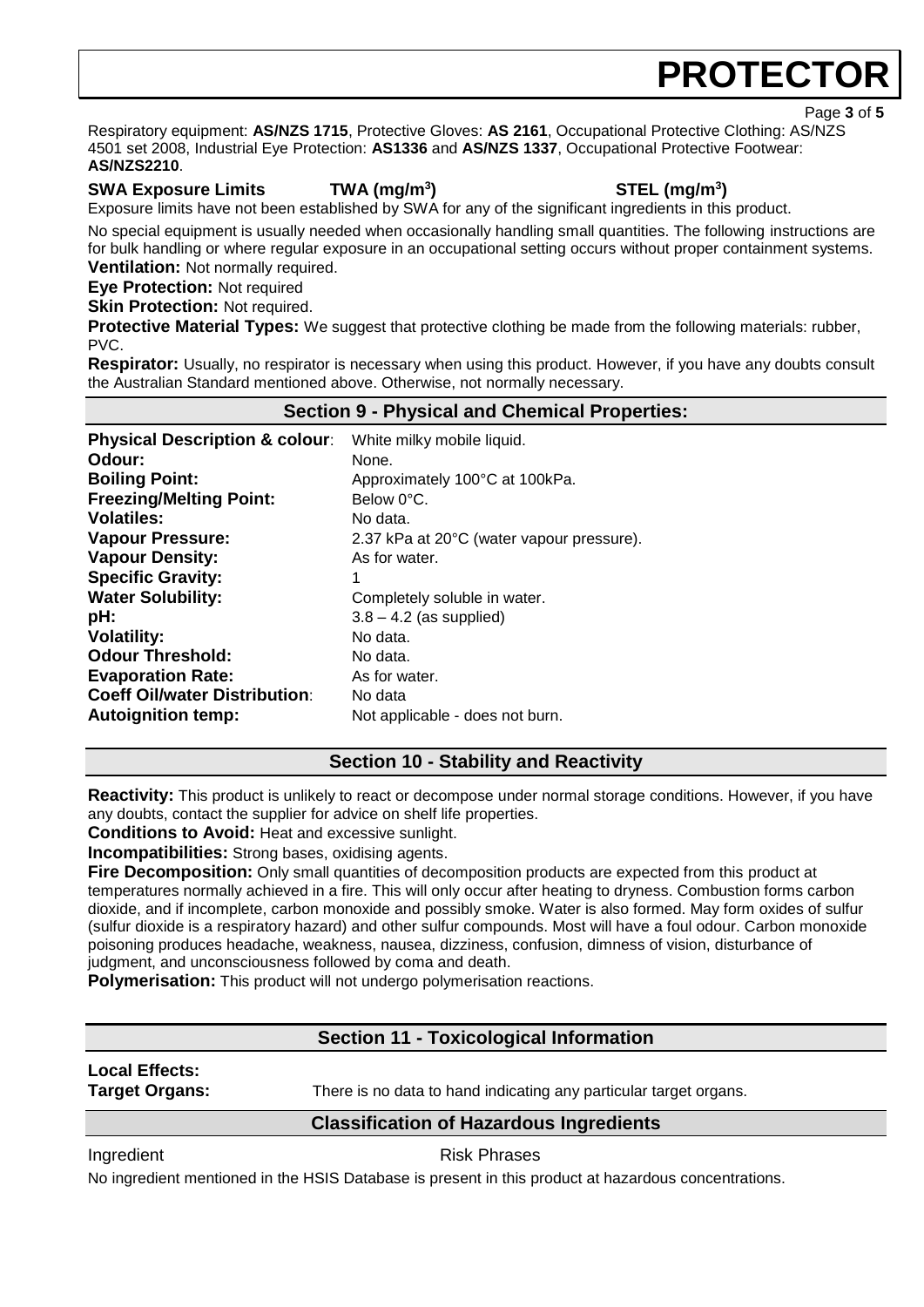Respiratory equipment: **AS/NZS 1715**, Protective Gloves: **AS 2161**, Occupational Protective Clothing: AS/NZS 4501 set 2008, Industrial Eye Protection: **AS1336** and **AS/NZS 1337**, Occupational Protective Footwear: **AS/NZS2210**.

**SWA Exposure Limits** **TWA ($mg/m^3$)** **STEL ($mg/m^3$)**

Exposure limits have not been established by SWA for any of the significant ingredients in this product.

No special equipment is usually needed when occasionally handling small quantities. The following instructions are for bulk handling or where regular exposure in an occupational setting occurs without proper containment systems.

**Ventilation:** Not normally required.

**Eye Protection:** Not required

**Skin Protection:** Not required.

**Protective Material Types:** We suggest that protective clothing be made from the following materials: rubber, PVC.

**Respirator:** Usually, no respirator is necessary when using this product. However, if you have any doubts consult the Australian Standard mentioned above. Otherwise, not normally necessary.

## Section 9 - Physical and Chemical Properties:

| | |
|---|---|
| **Physical Description & colour**: | White milky mobile liquid. |
| **Odour:** | None. |
| **Boiling Point:** | Approximately 100°C at 100kPa. |
| **Freezing/Melting Point:** | Below 0°C. |
| **Volatiles:** | No data. |
| **Vapour Pressure:** | 2.37 kPa at 20°C (water vapour pressure). |
| **Vapour Density:** | As for water. |
| **Specific Gravity:** | 1 |
| **Water Solubility:** | Completely soluble in water. |
| **pH:** | 3.8 – 4.2 (as supplied) |
| **Volatility:** | No data. |
| **Odour Threshold:** | No data. |
| **Evaporation Rate:** | As for water. |
| **Coeff Oil/water Distribution**: | No data |
| **Autoignition temp:** | Not applicable - does not burn. |

## Section 10 - Stability and Reactivity

**Reactivity:** This product is unlikely to react or decompose under normal storage conditions. However, if you have any doubts, contact the supplier for advice on shelf life properties.

**Conditions to Avoid:** Heat and excessive sunlight.

**Incompatibilities:** Strong bases, oxidising agents.

**Fire Decomposition:** Only small quantities of decomposition products are expected from this product at temperatures normally achieved in a fire. This will only occur after heating to dryness. Combustion forms carbon dioxide, and if incomplete, carbon monoxide and possibly smoke. Water is also formed. May form oxides of sulfur (sulfur dioxide is a respiratory hazard) and other sulfur compounds. Most will have a foul odour. Carbon monoxide poisoning produces headache, weakness, nausea, dizziness, confusion, dimness of vision, disturbance of judgment, and unconsciousness followed by coma and death.

**Polymerisation:** This product will not undergo polymerisation reactions.

## Section 11 - Toxicological Information

**Local Effects:**

**Target Organs:** There is no data to hand indicating any particular target organs.

### Classification of Hazardous Ingredients

| Ingredient | Risk Phrases |
|---|---|

No ingredient mentioned in the HSIS Database is present in this product at hazardous concentrations.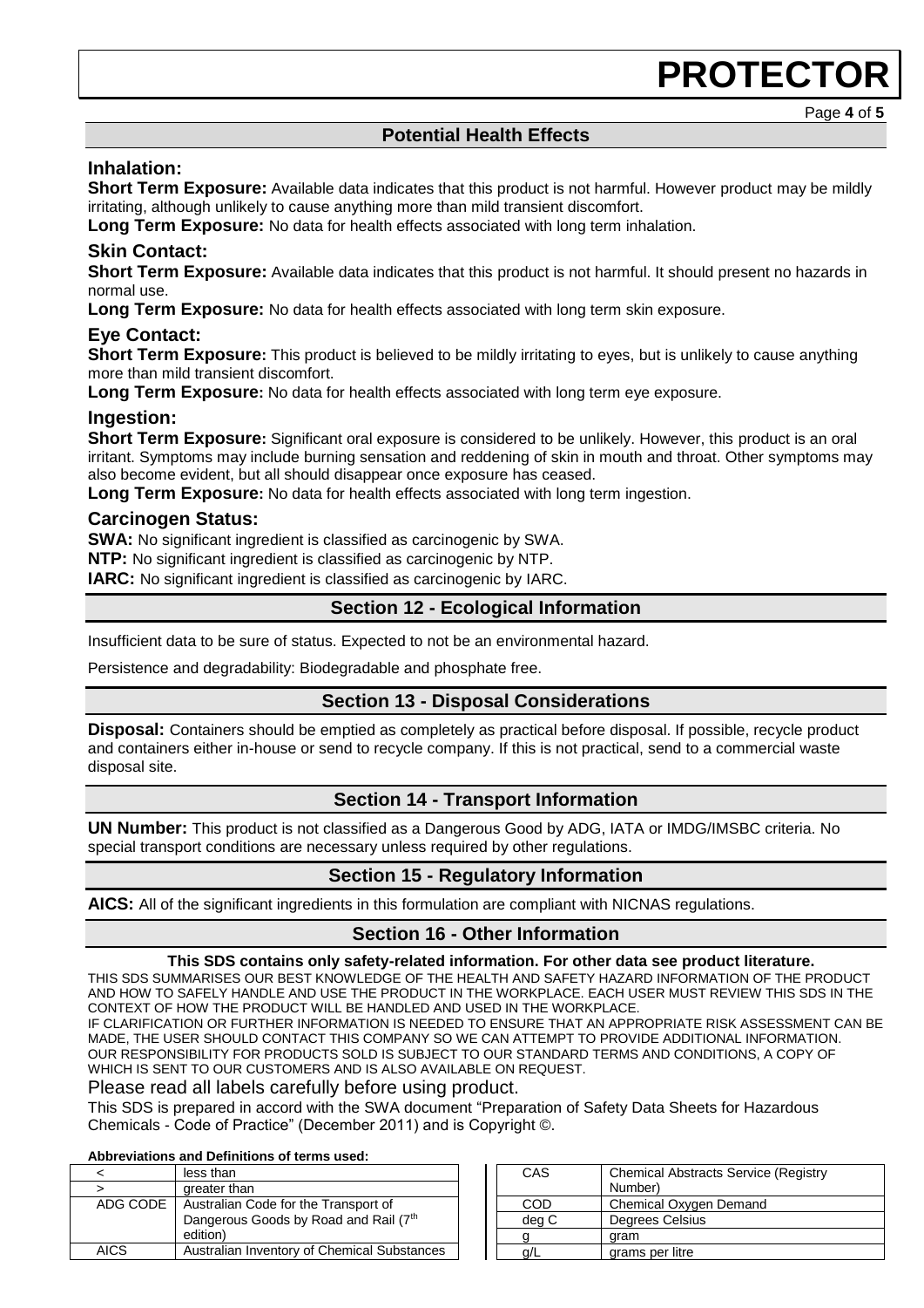## Potential Health Effects

### Inhalation:

**Short Term Exposure:** Available data indicates that this product is not harmful. However product may be mildly irritating, although unlikely to cause anything more than mild transient discomfort.

**Long Term Exposure:** No data for health effects associated with long term inhalation.

### Skin Contact:

**Short Term Exposure:** Available data indicates that this product is not harmful. It should present no hazards in normal use.

**Long Term Exposure:** No data for health effects associated with long term skin exposure.

### Eye Contact:

**Short Term Exposure:** This product is believed to be mildly irritating to eyes, but is unlikely to cause anything more than mild transient discomfort.

**Long Term Exposure:** No data for health effects associated with long term eye exposure.

### Ingestion:

**Short Term Exposure:** Significant oral exposure is considered to be unlikely. However, this product is an oral irritant. Symptoms may include burning sensation and reddening of skin in mouth and throat. Other symptoms may also become evident, but all should disappear once exposure has ceased.

**Long Term Exposure:** No data for health effects associated with long term ingestion.

### Carcinogen Status:

**SWA:** No significant ingredient is classified as carcinogenic by SWA.

**NTP:** No significant ingredient is classified as carcinogenic by NTP.

**IARC:** No significant ingredient is classified as carcinogenic by IARC.

## Section 12 - Ecological Information

Insufficient data to be sure of status. Expected to not be an environmental hazard.

Persistence and degradability: Biodegradable and phosphate free.

## Section 13 - Disposal Considerations

**Disposal:** Containers should be emptied as completely as practical before disposal. If possible, recycle product and containers either in-house or send to recycle company. If this is not practical, send to a commercial waste disposal site.

## Section 14 - Transport Information

**UN Number:** This product is not classified as a Dangerous Good by ADG, IATA or IMDG/IMSBC criteria. No special transport conditions are necessary unless required by other regulations.

## Section 15 - Regulatory Information

**AICS:** All of the significant ingredients in this formulation are compliant with NICNAS regulations.

## Section 16 - Other Information

**This SDS contains only safety-related information. For other data see product literature.**

THIS SDS SUMMARISES OUR BEST KNOWLEDGE OF THE HEALTH AND SAFETY HAZARD INFORMATION OF THE PRODUCT AND HOW TO SAFELY HANDLE AND USE THE PRODUCT IN THE WORKPLACE. EACH USER MUST REVIEW THIS SDS IN THE CONTEXT OF HOW THE PRODUCT WILL BE HANDLED AND USED IN THE WORKPLACE.

IF CLARIFICATION OR FURTHER INFORMATION IS NEEDED TO ENSURE THAT AN APPROPRIATE RISK ASSESSMENT CAN BE MADE, THE USER SHOULD CONTACT THIS COMPANY SO WE CAN ATTEMPT TO PROVIDE ADDITIONAL INFORMATION. OUR RESPONSIBILITY FOR PRODUCTS SOLD IS SUBJECT TO OUR STANDARD TERMS AND CONDITIONS, A COPY OF WHICH IS SENT TO OUR CUSTOMERS AND IS ALSO AVAILABLE ON REQUEST.

Please read all labels carefully before using product.

This SDS is prepared in accord with the SWA document "Preparation of Safety Data Sheets for Hazardous Chemicals - Code of Practice" (December 2011) and is Copyright ©.

**Abbreviations and Definitions of terms used:**

| | |
|---|---|
| < | less than |
| > | greater than |
| ADG CODE | Australian Code for the Transport of Dangerous Goods by Road and Rail (7th edition) |
| AICS | Australian Inventory of Chemical Substances |

| | |
|---|---|
| CAS | Chemical Abstracts Service (Registry Number) |
| COD | Chemical Oxygen Demand |
| deg C | Degrees Celsius |
| g | gram |
| g/L | grams per litre |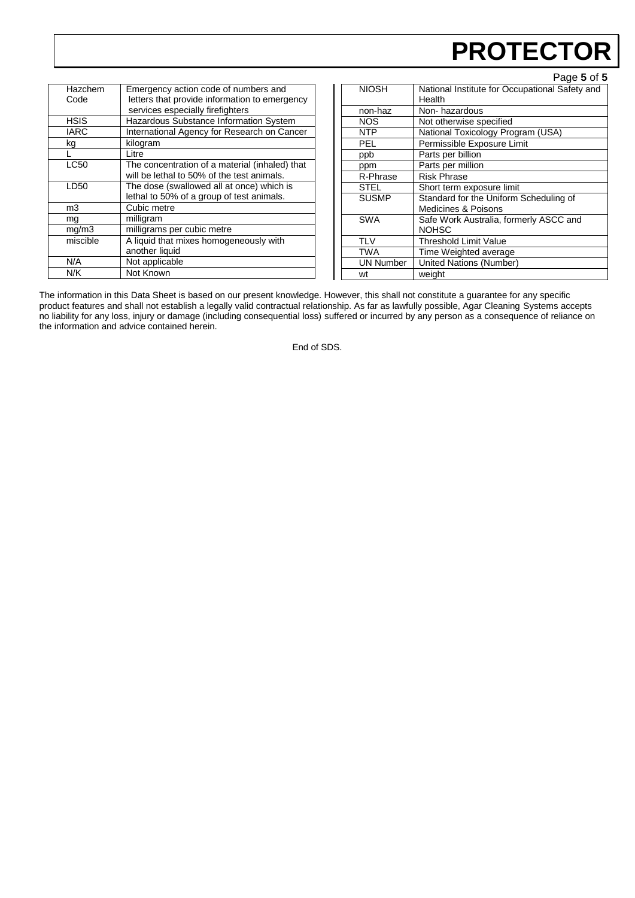| | |
|---|---|
| Hazchem Code | Emergency action code of numbers and letters that provide information to emergency services especially firefighters |
| HSIS | Hazardous Substance Information System |
| IARC | International Agency for Research on Cancer |
| kg | kilogram |
| L | Litre |
| LC50 | The concentration of a material (inhaled) that will be lethal to 50% of the test animals. |
| LD50 | The dose (swallowed all at once) which is lethal to 50% of a group of test animals. |
| m3 | Cubic metre |
| mg | milligram |
| mg/m3 | milligrams per cubic metre |
| miscible | A liquid that mixes homogeneously with another liquid |
| N/A | Not applicable |
| N/K | Not Known |

| | |
|---|---|
| NIOSH | National Institute for Occupational Safety and Health |
| non-haz | Non- hazardous |
| NOS | Not otherwise specified |
| NTP | National Toxicology Program (USA) |
| PEL | Permissible Exposure Limit |
| ppb | Parts per billion |
| ppm | Parts per million |
| R-Phrase | Risk Phrase |
| STEL | Short term exposure limit |
| SUSMP | Standard for the Uniform Scheduling of Medicines & Poisons |
| SWA | Safe Work Australia, formerly ASCC and NOHSC |
| TLV | Threshold Limit Value |
| TWA | Time Weighted average |
| UN Number | United Nations (Number) |
| wt | weight |

The information in this Data Sheet is based on our present knowledge. However, this shall not constitute a guarantee for any specific product features and shall not establish a legally valid contractual relationship. As far as lawfully possible, Agar Cleaning Systems accepts no liability for any loss, injury or damage (including consequential loss) suffered or incurred by any person as a consequence of reliance on the information and advice contained herein.

End of SDS.